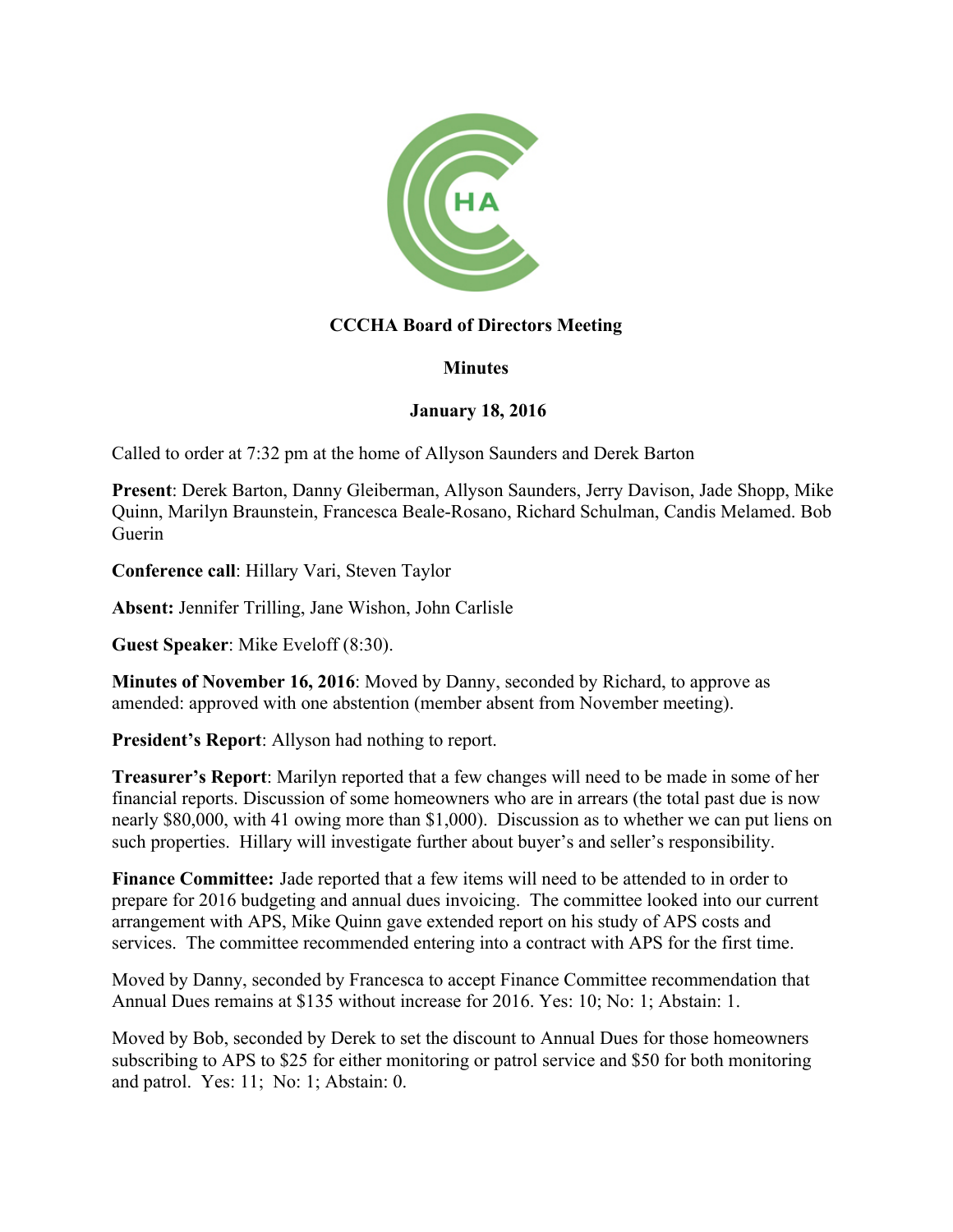**CCCHA Board of Directors Meeting**

**Minutes**

**January 18, 2016**

Called to order at 7:32 pm at the home of Allyson Saunders and Derek Barton

**Present**: Derek Barton, Danny Gleiberman, Allyson Saunders, Jerry Davison, Jade Shopp, Mike Quinn, Marilyn Braunstein, Francesca Beale-Rosano, Richard Schulman, Candis Melamed. Bob Guerin

**Conference call**: Hillary Vari, Steven Taylor

**Absent:** Jennifer Trilling, Jane Wishon, John Carlisle

**Guest Speaker**: Mike Eveloff (8:30).

**Minutes of November 16, 2016**: Moved by Danny, seconded by Richard, to approve as amended: approved with one abstention (member absent from November meeting).

**President's Report**: Allyson had nothing to report.

**Treasurer's Report**: Marilyn reported that a few changes will need to be made in some of her financial reports. Discussion of some homeowners who are in arrears (the total past due is now nearly $80,000, with 41 owing more than $1,000). Discussion as to whether we can put liens on such properties. Hillary will investigate further about buyer's and seller's responsibility.

**Finance Committee:** Jade reported that a few items will need to be attended to in order to prepare for 2016 budgeting and annual dues invoicing. The committee looked into our current arrangement with APS, Mike Quinn gave extended report on his study of APS costs and services. The committee recommended entering into a contract with APS for the first time.

Moved by Danny, seconded by Francesca to accept Finance Committee recommendation that Annual Dues remains at $135 without increase for 2016. Yes: 10; No: 1; Abstain: 1.

Moved by Bob, seconded by Derek to set the discount to Annual Dues for those homeowners subscribing to APS to $25 for either monitoring or patrol service and $50 for both monitoring and patrol. Yes: 11; No: 1; Abstain: 0.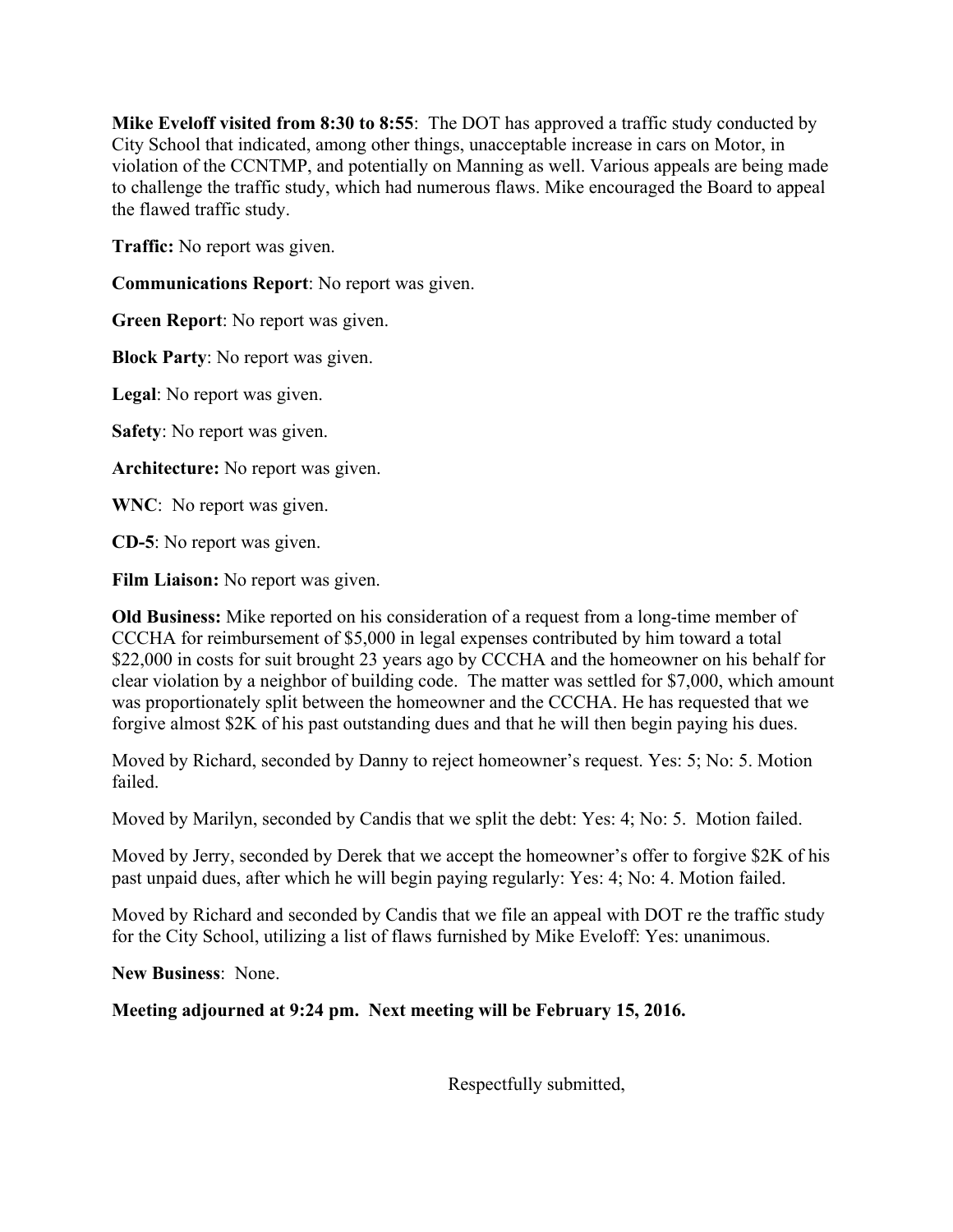**Mike Eveloff visited from 8:30 to 8:55**: The DOT has approved a traffic study conducted by City School that indicated, among other things, unacceptable increase in cars on Motor, in violation of the CCNTMP, and potentially on Manning as well. Various appeals are being made to challenge the traffic study, which had numerous flaws. Mike encouraged the Board to appeal the flawed traffic study.

**Traffic:** No report was given.

**Communications Report**: No report was given.

**Green Report**: No report was given.

**Block Party**: No report was given.

**Legal**: No report was given.

**Safety**: No report was given.

**Architecture:** No report was given.

**WNC**: No report was given.

**CD-5**: No report was given.

**Film Liaison:** No report was given.

**Old Business:** Mike reported on his consideration of a request from a long-time member of CCCHA for reimbursement of $5,000 in legal expenses contributed by him toward a total $22,000 in costs for suit brought 23 years ago by CCCHA and the homeowner on his behalf for clear violation by a neighbor of building code. The matter was settled for $7,000, which amount was proportionately split between the homeowner and the CCCHA. He has requested that we forgive almost $2K of his past outstanding dues and that he will then begin paying his dues.

Moved by Richard, seconded by Danny to reject homeowner's request. Yes: 5; No: 5. Motion failed.

Moved by Marilyn, seconded by Candis that we split the debt: Yes: 4; No: 5. Motion failed.

Moved by Jerry, seconded by Derek that we accept the homeowner's offer to forgive $2K of his past unpaid dues, after which he will begin paying regularly: Yes: 4; No: 4. Motion failed.

Moved by Richard and seconded by Candis that we file an appeal with DOT re the traffic study for the City School, utilizing a list of flaws furnished by Mike Eveloff: Yes: unanimous.

**New Business**: None.

**Meeting adjourned at 9:24 pm. Next meeting will be February 15, 2016.**

Respectfully submitted,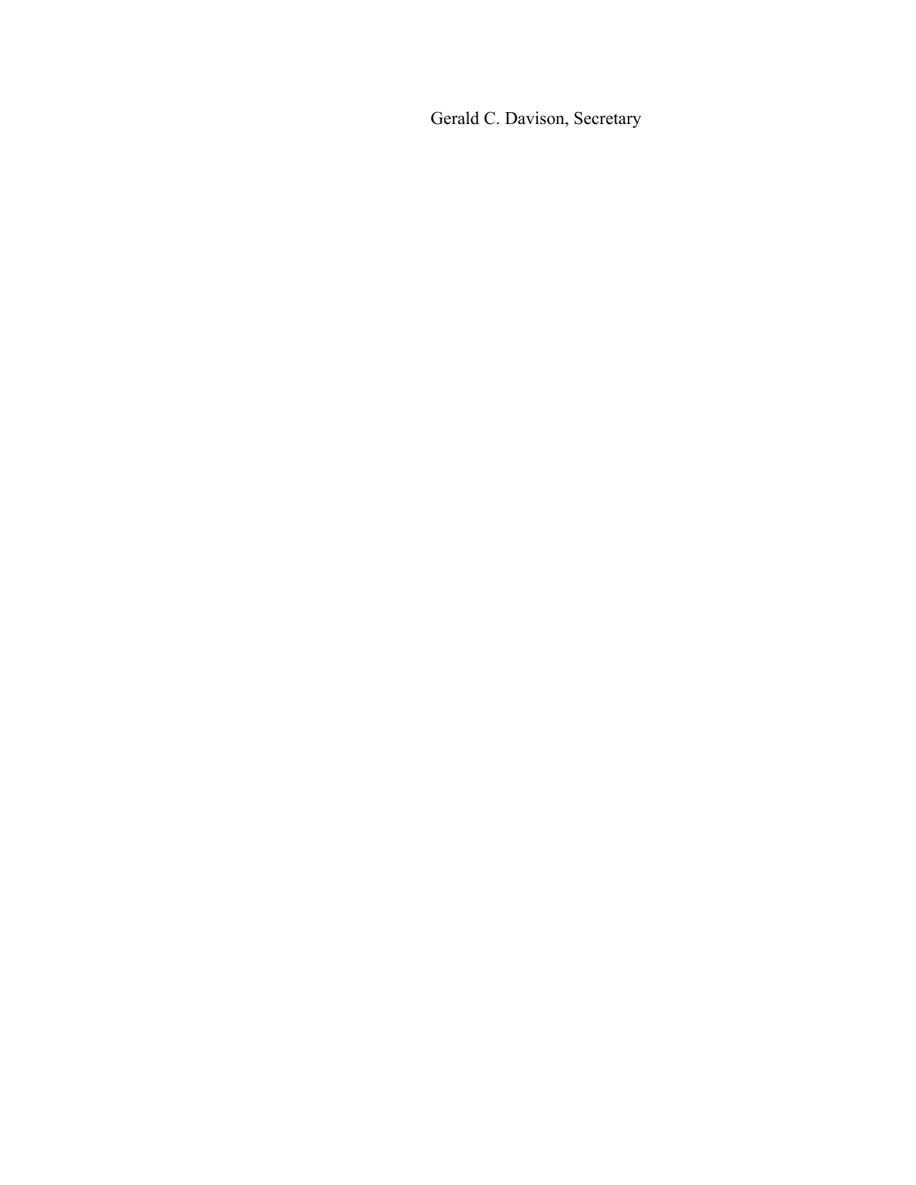Gerald C. Davison, Secretary